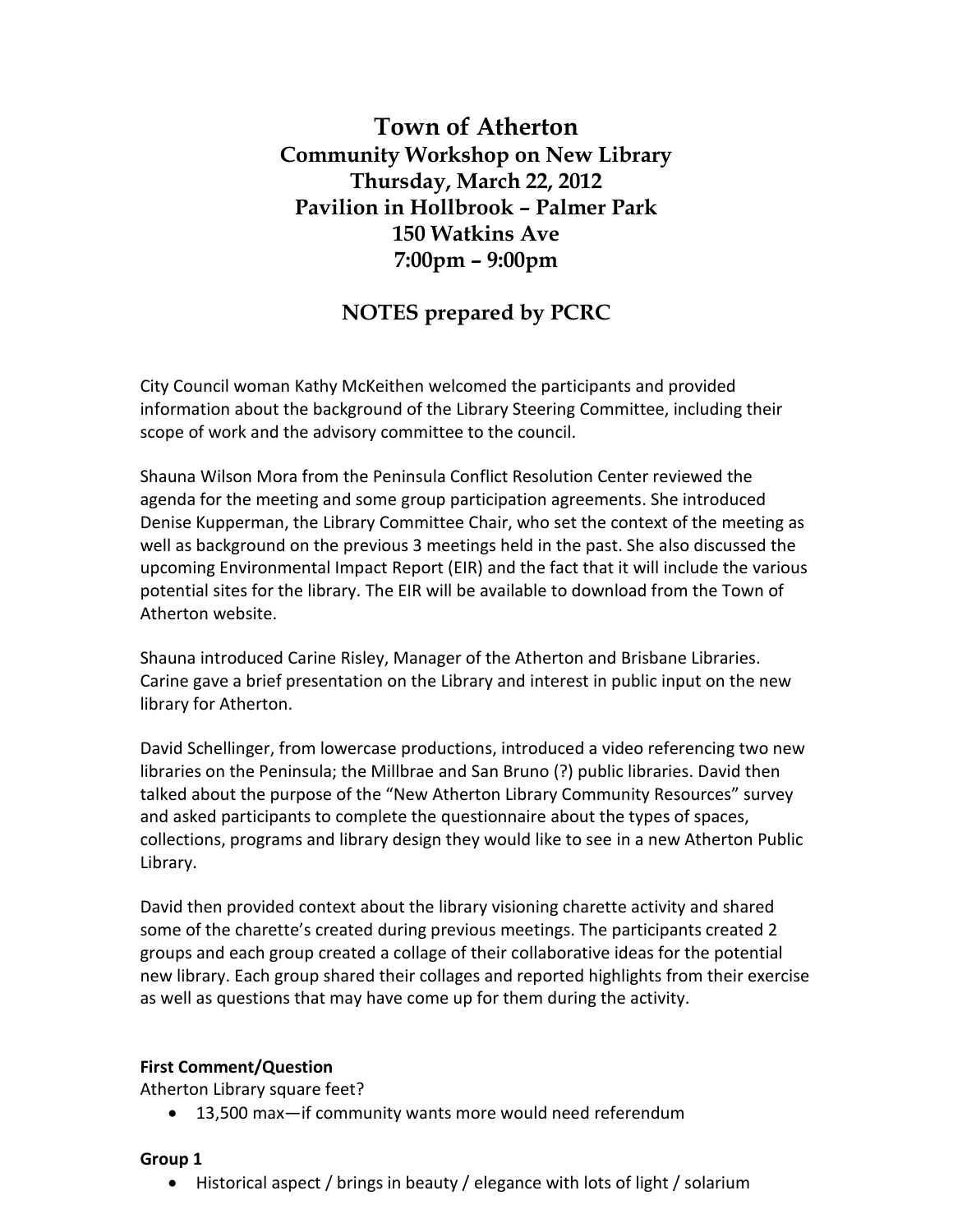# Town of Atherton
## Community Workshop on New Library
## Thursday, March 22, 2012
## Pavilion in Hollbrook – Palmer Park
## 150 Watkins Ave
## 7:00pm – 9:00pm

## NOTES prepared by PCRC

City Council woman Kathy McKeithen welcomed the participants and provided information about the background of the Library Steering Committee, including their scope of work and the advisory committee to the council.

Shauna Wilson Mora from the Peninsula Conflict Resolution Center reviewed the agenda for the meeting and some group participation agreements. She introduced Denise Kupperman, the Library Committee Chair, who set the context of the meeting as well as background on the previous 3 meetings held in the past. She also discussed the upcoming Environmental Impact Report (EIR) and the fact that it will include the various potential sites for the library. The EIR will be available to download from the Town of Atherton website.

Shauna introduced Carine Risley, Manager of the Atherton and Brisbane Libraries. Carine gave a brief presentation on the Library and interest in public input on the new library for Atherton.

David Schellinger, from lowercase productions, introduced a video referencing two new libraries on the Peninsula; the Millbrae and San Bruno (?) public libraries. David then talked about the purpose of the "New Atherton Library Community Resources" survey and asked participants to complete the questionnaire about the types of spaces, collections, programs and library design they would like to see in a new Atherton Public Library.

David then provided context about the library visioning charette activity and shared some of the charette's created during previous meetings. The participants created 2 groups and each group created a collage of their collaborative ideas for the potential new library. Each group shared their collages and reported highlights from their exercise as well as questions that may have come up for them during the activity.

**First Comment/Question**

Atherton Library square feet?

- 13,500 max—if community wants more would need referendum

**Group 1**

- Historical aspect / brings in beauty / elegance with lots of light / solarium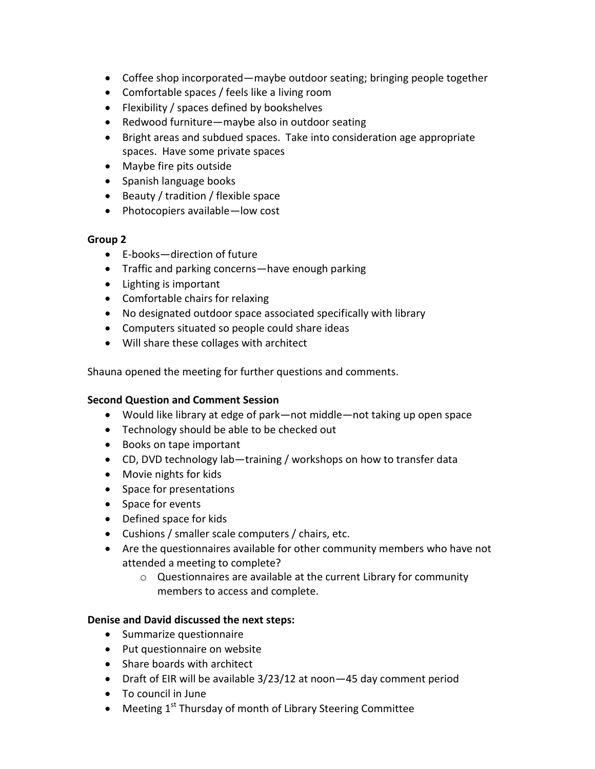- Coffee shop incorporated—maybe outdoor seating; bringing people together
- Comfortable spaces / feels like a living room
- Flexibility / spaces defined by bookshelves
- Redwood furniture—maybe also in outdoor seating
- Bright areas and subdued spaces. Take into consideration age appropriate spaces. Have some private spaces
- Maybe fire pits outside
- Spanish language books
- Beauty / tradition / flexible space
- Photocopiers available—low cost

**Group 2**

- E-books—direction of future
- Traffic and parking concerns—have enough parking
- Lighting is important
- Comfortable chairs for relaxing
- No designated outdoor space associated specifically with library
- Computers situated so people could share ideas
- Will share these collages with architect

Shauna opened the meeting for further questions and comments.

**Second Question and Comment Session**

- Would like library at edge of park—not middle—not taking up open space
- Technology should be able to be checked out
- Books on tape important
- CD, DVD technology lab—training / workshops on how to transfer data
- Movie nights for kids
- Space for presentations
- Space for events
- Defined space for kids
- Cushions / smaller scale computers / chairs, etc.
- Are the questionnaires available for other community members who have not attended a meeting to complete?
    - Questionnaires are available at the current Library for community members to access and complete.

**Denise and David discussed the next steps:**

- Summarize questionnaire
- Put questionnaire on website
- Share boards with architect
- Draft of EIR will be available 3/23/12 at noon—45 day comment period
- To council in June
- Meeting 1st Thursday of month of Library Steering Committee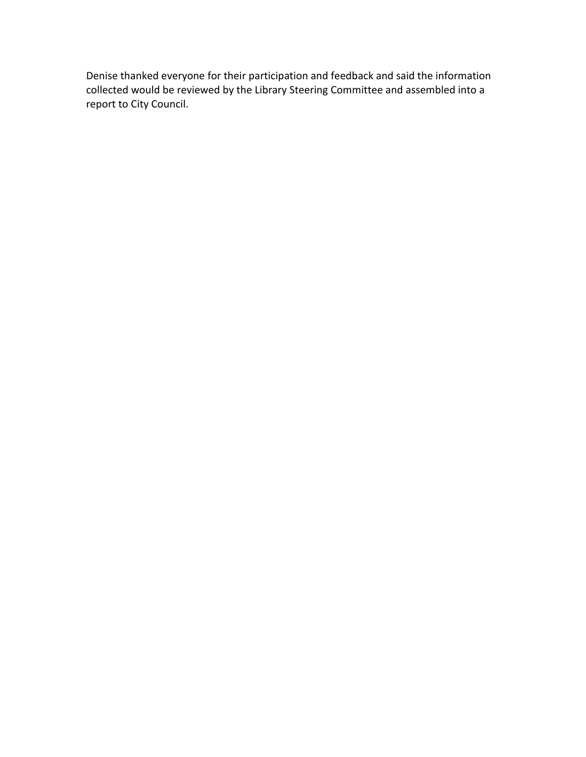Denise thanked everyone for their participation and feedback and said the information collected would be reviewed by the Library Steering Committee and assembled into a report to City Council.